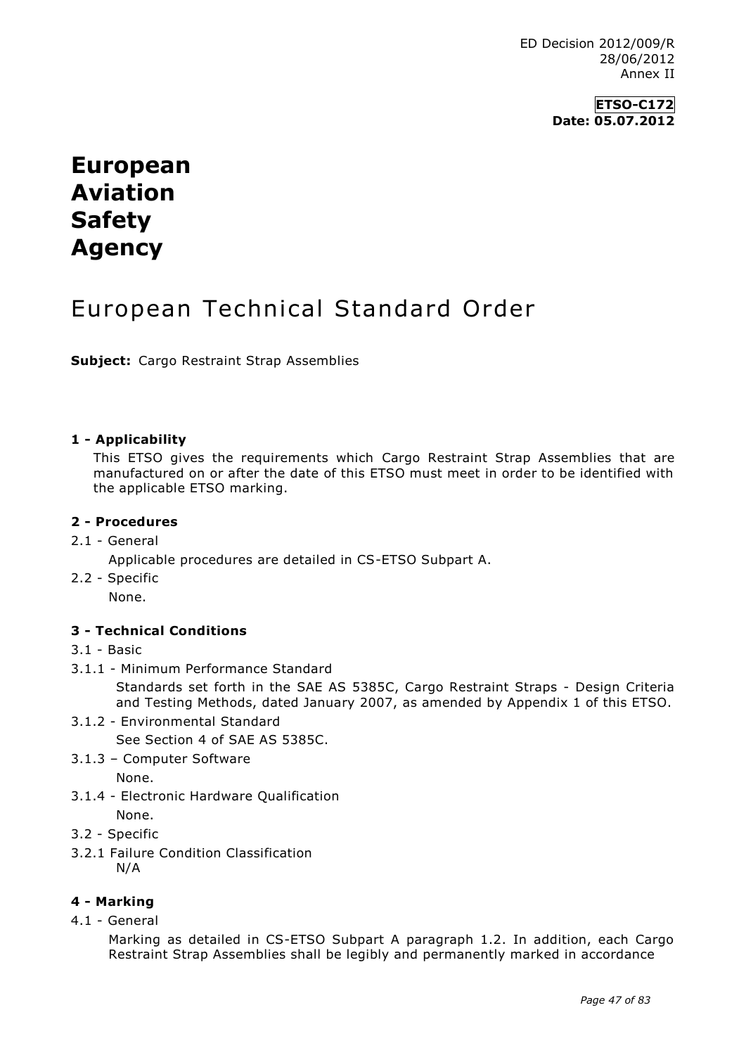ED Decision 2012/009/R
28/06/2012
Annex II

**ETSO-C172**
**Date: 05.07.2012**

# European Aviation Safety Agency

# European Technical Standard Order

**Subject:** Cargo Restraint Strap Assemblies

### 1 - Applicability

This ETSO gives the requirements which Cargo Restraint Strap Assemblies that are manufactured on or after the date of this ETSO must meet in order to be identified with the applicable ETSO marking.

### 2 - Procedures

2.1 - General

Applicable procedures are detailed in CS-ETSO Subpart A.

2.2 - Specific

None.

### 3 - Technical Conditions

3.1 - Basic

3.1.1 - Minimum Performance Standard

Standards set forth in the SAE AS 5385C, Cargo Restraint Straps - Design Criteria and Testing Methods, dated January 2007, as amended by Appendix 1 of this ETSO.

3.1.2 - Environmental Standard

See Section 4 of SAE AS 5385C.

3.1.3 – Computer Software

None.

3.1.4 - Electronic Hardware Qualification

None.

3.2 - Specific

3.2.1 Failure Condition Classification

N/A

### 4 - Marking

4.1 - General

Marking as detailed in CS-ETSO Subpart A paragraph 1.2. In addition, each Cargo Restraint Strap Assemblies shall be legibly and permanently marked in accordance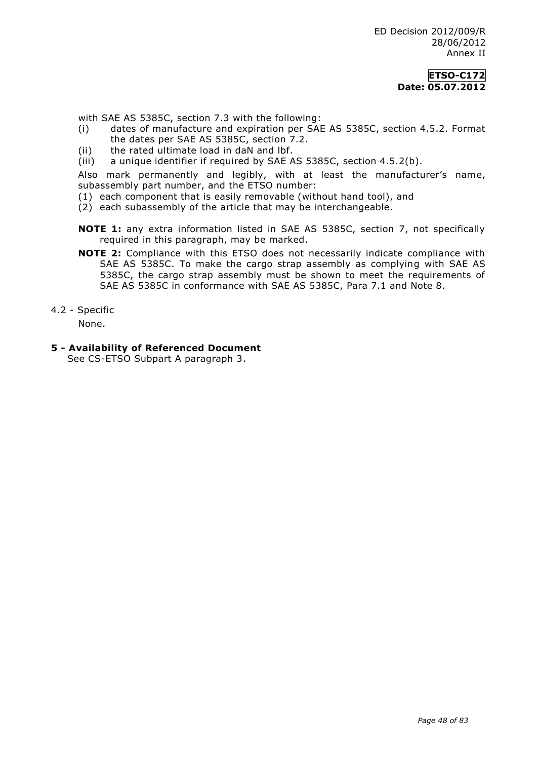with SAE AS 5385C, section 7.3 with the following:

(i) dates of manufacture and expiration per SAE AS 5385C, section 4.5.2. Format the dates per SAE AS 5385C, section 7.2.

(ii) the rated ultimate load in daN and lbf.

(iii) a unique identifier if required by SAE AS 5385C, section 4.5.2(b).

Also mark permanently and legibly, with at least the manufacturer's name, subassembly part number, and the ETSO number:

(1) each component that is easily removable (without hand tool), and

(2) each subassembly of the article that may be interchangeable.

**NOTE 1:** any extra information listed in SAE AS 5385C, section 7, not specifically required in this paragraph, may be marked.

**NOTE 2:** Compliance with this ETSO does not necessarily indicate compliance with SAE AS 5385C. To make the cargo strap assembly as complying with SAE AS 5385C, the cargo strap assembly must be shown to meet the requirements of SAE AS 5385C in conformance with SAE AS 5385C, Para 7.1 and Note 8.

4.2 - Specific

None.

## 5 - Availability of Referenced Document

See CS-ETSO Subpart A paragraph 3.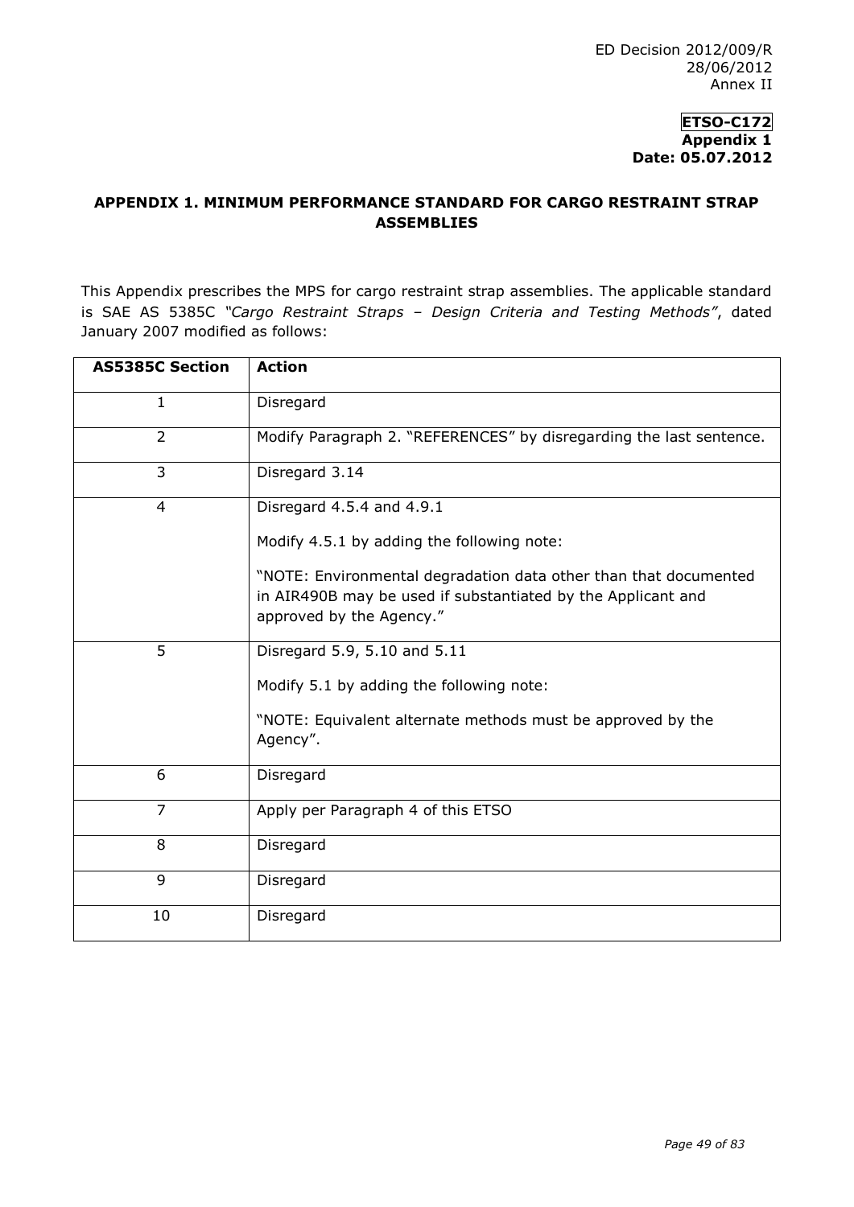**ETSO-C172**
**Appendix 1**
**Date: 05.07.2012**

## APPENDIX 1. MINIMUM PERFORMANCE STANDARD FOR CARGO RESTRAINT STRAP ASSEMBLIES

This Appendix prescribes the MPS for cargo restraint strap assemblies. The applicable standard is SAE AS 5385C *"Cargo Restraint Straps – Design Criteria and Testing Methods"*, dated January 2007 modified as follows:

| AS5385C Section | Action |
|---|---|
| 1 | Disregard |
| 2 | Modify Paragraph 2. "REFERENCES" by disregarding the last sentence. |
| 3 | Disregard 3.14 |
| 4 | Disregard 4.5.4 and 4.9.1<br><br>Modify 4.5.1 by adding the following note:<br><br>"NOTE: Environmental degradation data other than that documented in AIR490B may be used if substantiated by the Applicant and approved by the Agency." |
| 5 | Disregard 5.9, 5.10 and 5.11<br><br>Modify 5.1 by adding the following note:<br><br>"NOTE: Equivalent alternate methods must be approved by the Agency". |
| 6 | Disregard |
| 7 | Apply per Paragraph 4 of this ETSO |
| 8 | Disregard |
| 9 | Disregard |
| 10 | Disregard |